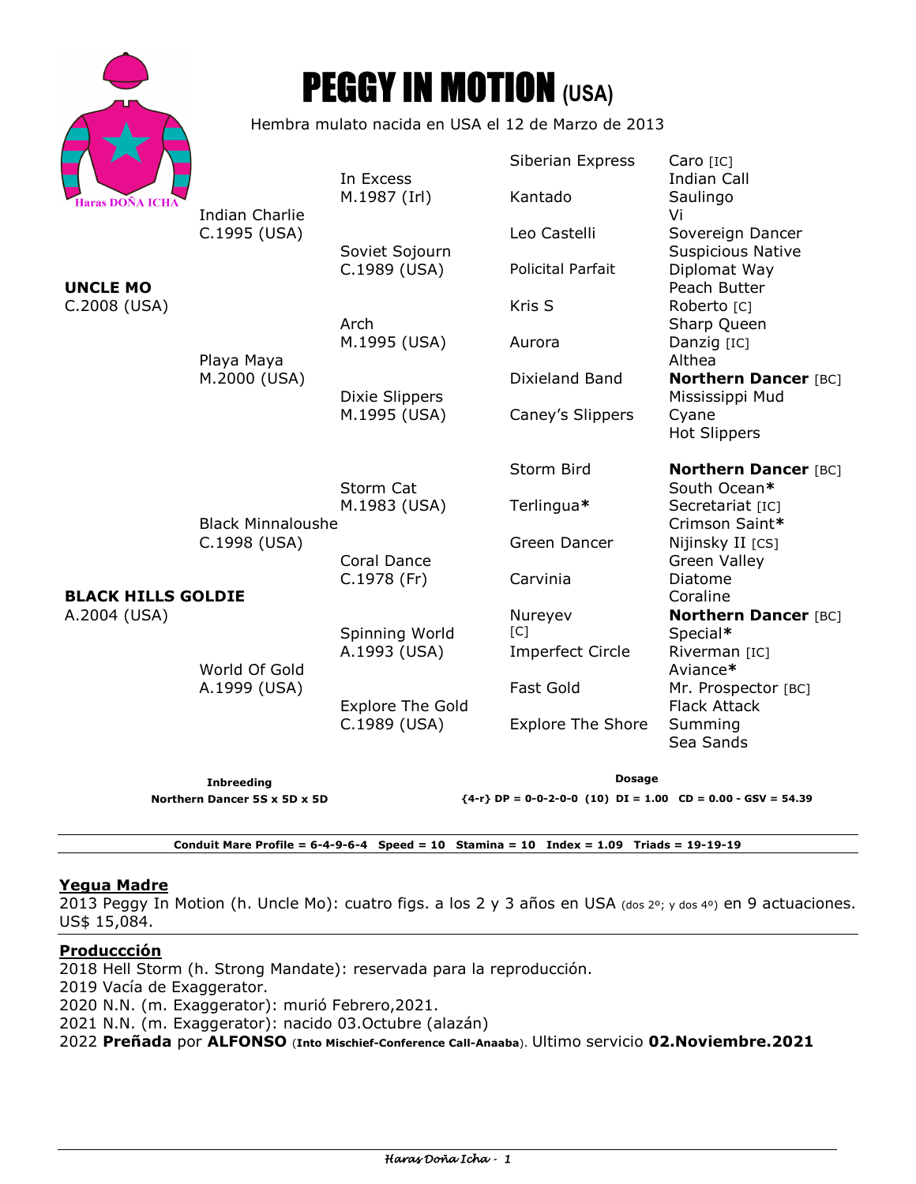Haras DOÑA ICHA

# PEGGY IN MOTION (USA)

Hembra mulato nacida en USA el 12 de Marzo de 2013

| | | | | |
|---|---|---|---|---|
| **UNCLE MO** C.2008 (USA) | Indian Charlie C.1995 (USA) | In Excess M.1987 (Irl) | Siberian Express | Caro [IC] |
| | | | | Indian Call |
| | | | Kantado | Saulingo |
| | | | | Vi |
| | | Soviet Sojourn C.1989 (USA) | Leo Castelli | Sovereign Dancer |
| | | | | Suspicious Native |
| | | | Policital Parfait | Diplomat Way |
| | | | | Peach Butter |
| | Playa Maya M.2000 (USA) | Arch M.1995 (USA) | Kris S | Roberto [C] |
| | | | | Sharp Queen |
| | | | Aurora | Danzig [IC] |
| | | | | Althea |
| | | Dixie Slippers M.1995 (USA) | Dixieland Band | **Northern Dancer** [BC] |
| | | | | Mississippi Mud |
| | | | Caney's Slippers | Cyane |
| | | | | Hot Slippers |
| **BLACK HILLS GOLDIE** A.2004 (USA) | Black Minnaloushe C.1998 (USA) | Storm Cat M.1983 (USA) | Storm Bird | **Northern Dancer** [BC] |
| | | | | South Ocean* |
| | | | Terlingua* | Secretariat [IC] |
| | | | | Crimson Saint* |
| | | Coral Dance C.1978 (Fr) | Green Dancer | Nijinsky II [CS] |
| | | | | Green Valley |
| | | | Carvinia | Diatome |
| | | | | Coraline |
| | World Of Gold A.1999 (USA) | Spinning World A.1993 (USA) | Nureyev [C] | **Northern Dancer** [BC] |
| | | | | Special* |
| | | | Imperfect Circle | Riverman [IC] |
| | | | | Aviance* |
| | | Explore The Gold C.1989 (USA) | Fast Gold | Mr. Prospector [BC] |
| | | | | Flack Attack |
| | | | Explore The Shore | Summing |
| | | | | Sea Sands |

**Inbreeding**
**Northern Dancer 5S x 5D x 5D**

**Dosage**
**{4-r} DP = 0-0-2-0-0 (10) DI = 1.00 CD = 0.00 - GSV = 54.39**

**Conduit Mare Profile = 6-4-9-6-4 Speed = 10 Stamina = 10 Index = 1.09 Triads = 19-19-19**

## Yegua Madre

2013 Peggy In Motion (h. Uncle Mo): cuatro figs. a los 2 y 3 años en USA (dos 2º; y dos 4º) en 9 actuaciones. US$ 15,084.

## Produccción

2018 Hell Storm (h. Strong Mandate): reservada para la reproducción.
2019 Vacía de Exaggerator.
2020 N.N. (m. Exaggerator): murió Febrero,2021.
2021 N.N. (m. Exaggerator): nacido 03.Octubre (alazán)
2022 **Preñada** por **ALFONSO** (**Into Mischief-Conference Call-Anaaba**). Ultimo servicio **02.Noviembre.2021**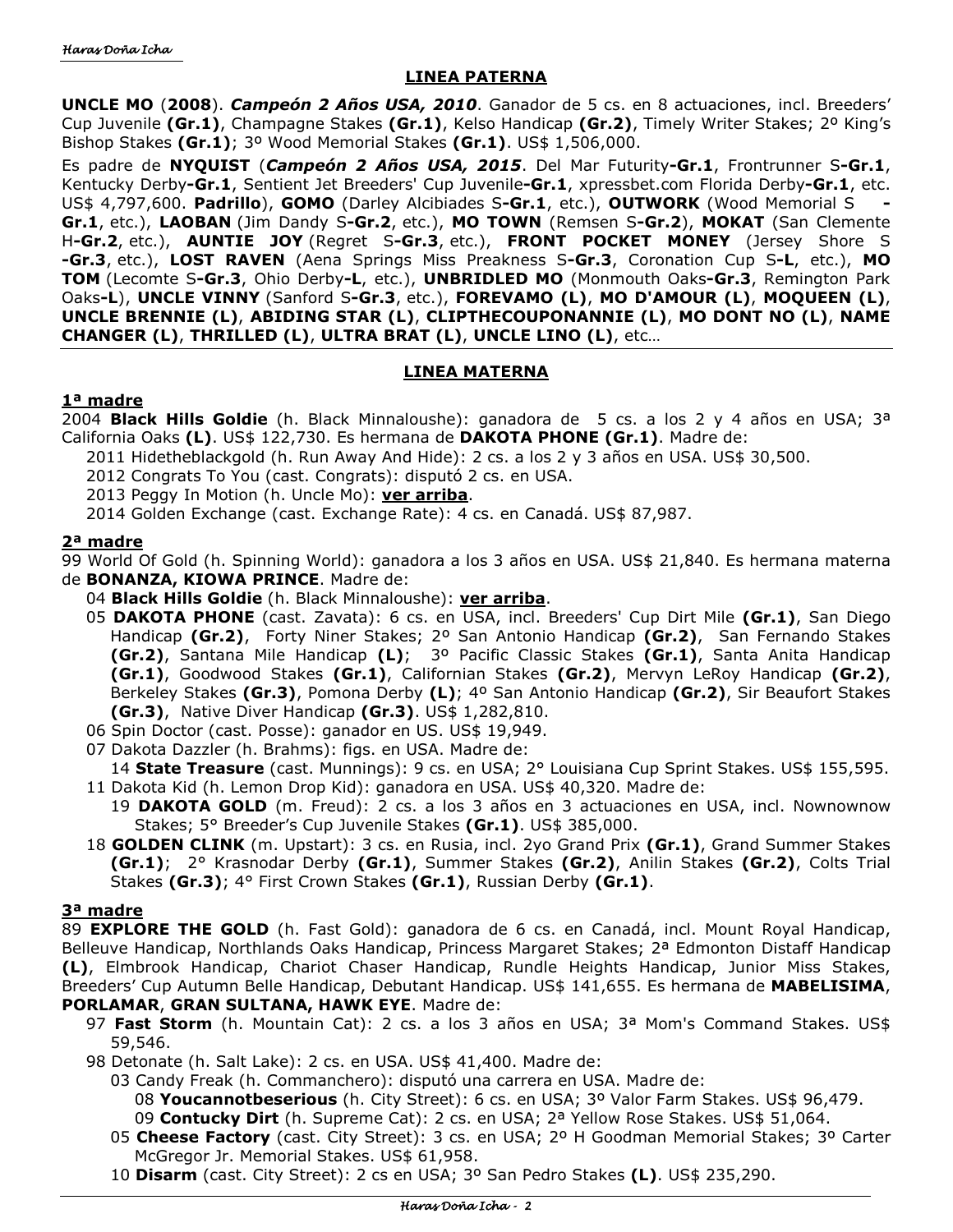## LINEA PATERNA

**UNCLE MO** (**2008**). ***Campeón 2 Años USA, 2010***. Ganador de 5 cs. en 8 actuaciones, incl. Breeders' Cup Juvenile **(Gr.1)**, Champagne Stakes **(Gr.1)**, Kelso Handicap **(Gr.2)**, Timely Writer Stakes; 2º King's Bishop Stakes **(Gr.1)**; 3º Wood Memorial Stakes **(Gr.1)**. US$ 1,506,000.

Es padre de **NYQUIST** (***Campeón 2 Años USA, 2015***. Del Mar Futurity**-Gr.1**, Frontrunner S**-Gr.1**, Kentucky Derby**-Gr.1**, Sentient Jet Breeders' Cup Juvenile**-Gr.1**, xpressbet.com Florida Derby**-Gr.1**, etc. US$ 4,797,600. **Padrillo**), **GOMO** (Darley Alcibiades S**-Gr.1**, etc.), **OUTWORK** (Wood Memorial S **-Gr.1**, etc.), **LAOBAN** (Jim Dandy S**-Gr.2**, etc.), **MO TOWN** (Remsen S**-Gr.2**), **MOKAT** (San Clemente H**-Gr.2**, etc.), **AUNTIE JOY** (Regret S**-Gr.3**, etc.), **FRONT POCKET MONEY** (Jersey Shore S **-Gr.3**, etc.), **LOST RAVEN** (Aena Springs Miss Preakness S**-Gr.3**, Coronation Cup S**-L**, etc.), **MO TOM** (Lecomte S**-Gr.3**, Ohio Derby**-L**, etc.), **UNBRIDLED MO** (Monmouth Oaks**-Gr.3**, Remington Park Oaks**-L**), **UNCLE VINNY** (Sanford S**-Gr.3**, etc.), **FOREVAMO (L)**, **MO D'AMOUR (L)**, **MOQUEEN (L)**, **UNCLE BRENNIE (L)**, **ABIDING STAR (L)**, **CLIPTHECOUPONANNIE (L)**, **MO DONT NO (L)**, **NAME CHANGER (L)**, **THRILLED (L)**, **ULTRA BRAT (L)**, **UNCLE LINO (L)**, etc…

## LINEA MATERNA

### 1ª madre

2004 **Black Hills Goldie** (h. Black Minnaloushe): ganadora de 5 cs. a los 2 y 4 años en USA; 3ª California Oaks **(L)**. US$ 122,730. Es hermana de **DAKOTA PHONE (Gr.1)**. Madre de:

- 2011 Hidetheblackgold (h. Run Away And Hide): 2 cs. a los 2 y 3 años en USA. US$ 30,500.
- 2012 Congrats To You (cast. Congrats): disputó 2 cs. en USA.
- 2013 Peggy In Motion (h. Uncle Mo): **ver arriba**.
- 2014 Golden Exchange (cast. Exchange Rate): 4 cs. en Canadá. US$ 87,987.

### 2ª madre

99 World Of Gold (h. Spinning World): ganadora a los 3 años en USA. US$ 21,840. Es hermana materna de **BONANZA, KIOWA PRINCE**. Madre de:

- 04 **Black Hills Goldie** (h. Black Minnaloushe): **ver arriba**.
- 05 **DAKOTA PHONE** (cast. Zavata): 6 cs. en USA, incl. Breeders' Cup Dirt Mile **(Gr.1)**, San Diego Handicap **(Gr.2)**, Forty Niner Stakes; 2º San Antonio Handicap **(Gr.2)**, San Fernando Stakes **(Gr.2)**, Santana Mile Handicap **(L)**; 3º Pacific Classic Stakes **(Gr.1)**, Santa Anita Handicap **(Gr.1)**, Goodwood Stakes **(Gr.1)**, Californian Stakes **(Gr.2)**, Mervyn LeRoy Handicap **(Gr.2)**, Berkeley Stakes **(Gr.3)**, Pomona Derby **(L)**; 4º San Antonio Handicap **(Gr.2)**, Sir Beaufort Stakes **(Gr.3)**, Native Diver Handicap **(Gr.3)**. US$ 1,282,810.
- 06 Spin Doctor (cast. Posse): ganador en US. US$ 19,949.
- 07 Dakota Dazzler (h. Brahms): figs. en USA. Madre de:
  - 14 **State Treasure** (cast. Munnings): 9 cs. en USA; 2° Louisiana Cup Sprint Stakes. US$ 155,595.
- 11 Dakota Kid (h. Lemon Drop Kid): ganadora en USA. US$ 40,320. Madre de:
  - 19 **DAKOTA GOLD** (m. Freud): 2 cs. a los 3 años en 3 actuaciones en USA, incl. Nownownow Stakes; 5° Breeder's Cup Juvenile Stakes **(Gr.1)**. US$ 385,000.
- 18 **GOLDEN CLINK** (m. Upstart): 3 cs. en Rusia, incl. 2yo Grand Prix **(Gr.1)**, Grand Summer Stakes **(Gr.1)**; 2° Krasnodar Derby **(Gr.1)**, Summer Stakes **(Gr.2)**, Anilin Stakes **(Gr.2)**, Colts Trial Stakes **(Gr.3)**; 4° First Crown Stakes **(Gr.1)**, Russian Derby **(Gr.1)**.

### 3ª madre

89 **EXPLORE THE GOLD** (h. Fast Gold): ganadora de 6 cs. en Canadá, incl. Mount Royal Handicap, Belleuve Handicap, Northlands Oaks Handicap, Princess Margaret Stakes; 2ª Edmonton Distaff Handicap **(L)**, Elmbrook Handicap, Chariot Chaser Handicap, Rundle Heights Handicap, Junior Miss Stakes, Breeders' Cup Autumn Belle Handicap, Debutant Handicap. US$ 141,655. Es hermana de **MABELISIMA**, **PORLAMAR**, **GRAN SULTANA, HAWK EYE**. Madre de:

- 97 **Fast Storm** (h. Mountain Cat): 2 cs. a los 3 años en USA; 3ª Mom's Command Stakes. US$ 59,546.
- 98 Detonate (h. Salt Lake): 2 cs. en USA. US$ 41,400. Madre de:
  - 03 Candy Freak (h. Commanchero): disputó una carrera en USA. Madre de:
    - 08 **Youcannotbeserious** (h. City Street): 6 cs. en USA; 3º Valor Farm Stakes. US$ 96,479.
    - 09 **Contucky Dirt** (h. Supreme Cat): 2 cs. en USA; 2ª Yellow Rose Stakes. US$ 51,064.
  - 05 **Cheese Factory** (cast. City Street): 3 cs. en USA; 2º H Goodman Memorial Stakes; 3º Carter McGregor Jr. Memorial Stakes. US$ 61,958.
  - 10 **Disarm** (cast. City Street): 2 cs en USA; 3º San Pedro Stakes **(L)**. US$ 235,290.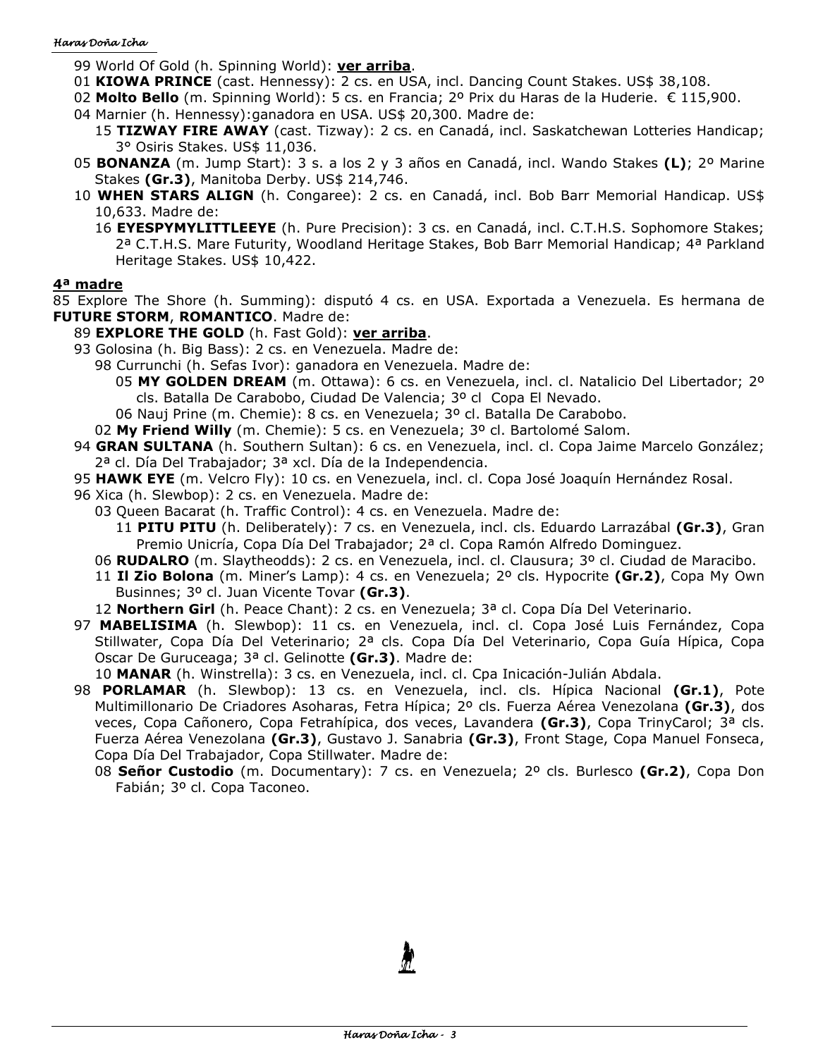99 World Of Gold (h. Spinning World): **ver arriba**.

01 **KIOWA PRINCE** (cast. Hennessy): 2 cs. en USA, incl. Dancing Count Stakes. US$ 38,108.

02 **Molto Bello** (m. Spinning World): 5 cs. en Francia; 2º Prix du Haras de la Huderie. € 115,900.

04 Marnier (h. Hennessy):ganadora en USA. US$ 20,300. Madre de:

- 15 **TIZWAY FIRE AWAY** (cast. Tizway): 2 cs. en Canadá, incl. Saskatchewan Lotteries Handicap; 3° Osiris Stakes. US$ 11,036.

05 **BONANZA** (m. Jump Start): 3 s. a los 2 y 3 años en Canadá, incl. Wando Stakes **(L)**; 2º Marine Stakes **(Gr.3)**, Manitoba Derby. US$ 214,746.

10 **WHEN STARS ALIGN** (h. Congaree): 2 cs. en Canadá, incl. Bob Barr Memorial Handicap. US$ 10,633. Madre de:

- 16 **EYESPYMYLITTLEEYE** (h. Pure Precision): 3 cs. en Canadá, incl. C.T.H.S. Sophomore Stakes; 2ª C.T.H.S. Mare Futurity, Woodland Heritage Stakes, Bob Barr Memorial Handicap; 4ª Parkland Heritage Stakes. US$ 10,422.

## 4ª madre

85 Explore The Shore (h. Summing): disputó 4 cs. en USA. Exportada a Venezuela. Es hermana de **FUTURE STORM**, **ROMANTICO**. Madre de:

89 **EXPLORE THE GOLD** (h. Fast Gold): **ver arriba**.

93 Golosina (h. Big Bass): 2 cs. en Venezuela. Madre de:

- 98 Currunchi (h. Sefas Ivor): ganadora en Venezuela. Madre de:
  - 05 **MY GOLDEN DREAM** (m. Ottawa): 6 cs. en Venezuela, incl. cl. Natalicio Del Libertador; 2º cls. Batalla De Carabobo, Ciudad De Valencia; 3º cl Copa El Nevado.
  - 06 Nauj Prine (m. Chemie): 8 cs. en Venezuela; 3º cl. Batalla De Carabobo.
- 02 **My Friend Willy** (m. Chemie): 5 cs. en Venezuela; 3º cl. Bartolomé Salom.

94 **GRAN SULTANA** (h. Southern Sultan): 6 cs. en Venezuela, incl. cl. Copa Jaime Marcelo González; 2ª cl. Día Del Trabajador; 3ª xcl. Día de la Independencia.

95 **HAWK EYE** (m. Velcro Fly): 10 cs. en Venezuela, incl. cl. Copa José Joaquín Hernández Rosal.

96 Xica (h. Slewbop): 2 cs. en Venezuela. Madre de:

- 03 Queen Bacarat (h. Traffic Control): 4 cs. en Venezuela. Madre de:
  - 11 **PITU PITU** (h. Deliberately): 7 cs. en Venezuela, incl. cls. Eduardo Larrazábal **(Gr.3)**, Gran Premio Unicría, Copa Día Del Trabajador; 2ª cl. Copa Ramón Alfredo Dominguez.
- 06 **RUDALRO** (m. Slaytheodds): 2 cs. en Venezuela, incl. cl. Clausura; 3º cl. Ciudad de Maracibo.
- 11 **Il Zio Bolona** (m. Miner's Lamp): 4 cs. en Venezuela; 2º cls. Hypocrite **(Gr.2)**, Copa My Own Businnes; 3º cl. Juan Vicente Tovar **(Gr.3)**.
- 12 **Northern Girl** (h. Peace Chant): 2 cs. en Venezuela; 3ª cl. Copa Día Del Veterinario.

97 **MABELISIMA** (h. Slewbop): 11 cs. en Venezuela, incl. cl. Copa José Luis Fernández, Copa Stillwater, Copa Día Del Veterinario; 2ª cls. Copa Día Del Veterinario, Copa Guía Hípica, Copa Oscar De Guruceaga; 3ª cl. Gelinotte **(Gr.3)**. Madre de:

- 10 **MANAR** (h. Winstrella): 3 cs. en Venezuela, incl. cl. Cpa Inicación-Julián Abdala.

98 **PORLAMAR** (h. Slewbop): 13 cs. en Venezuela, incl. cls. Hípica Nacional **(Gr.1)**, Pote Multimillonario De Criadores Asoharas, Fetra Hípica; 2º cls. Fuerza Aérea Venezolana **(Gr.3)**, dos veces, Copa Cañonero, Copa Fetrahípica, dos veces, Lavandera **(Gr.3)**, Copa TrinyCarol; 3ª cls. Fuerza Aérea Venezolana **(Gr.3)**, Gustavo J. Sanabria **(Gr.3)**, Front Stage, Copa Manuel Fonseca, Copa Día Del Trabajador, Copa Stillwater. Madre de:

- 08 **Señor Custodio** (m. Documentary): 7 cs. en Venezuela; 2º cls. Burlesco **(Gr.2)**, Copa Don Fabián; 3º cl. Copa Taconeo.